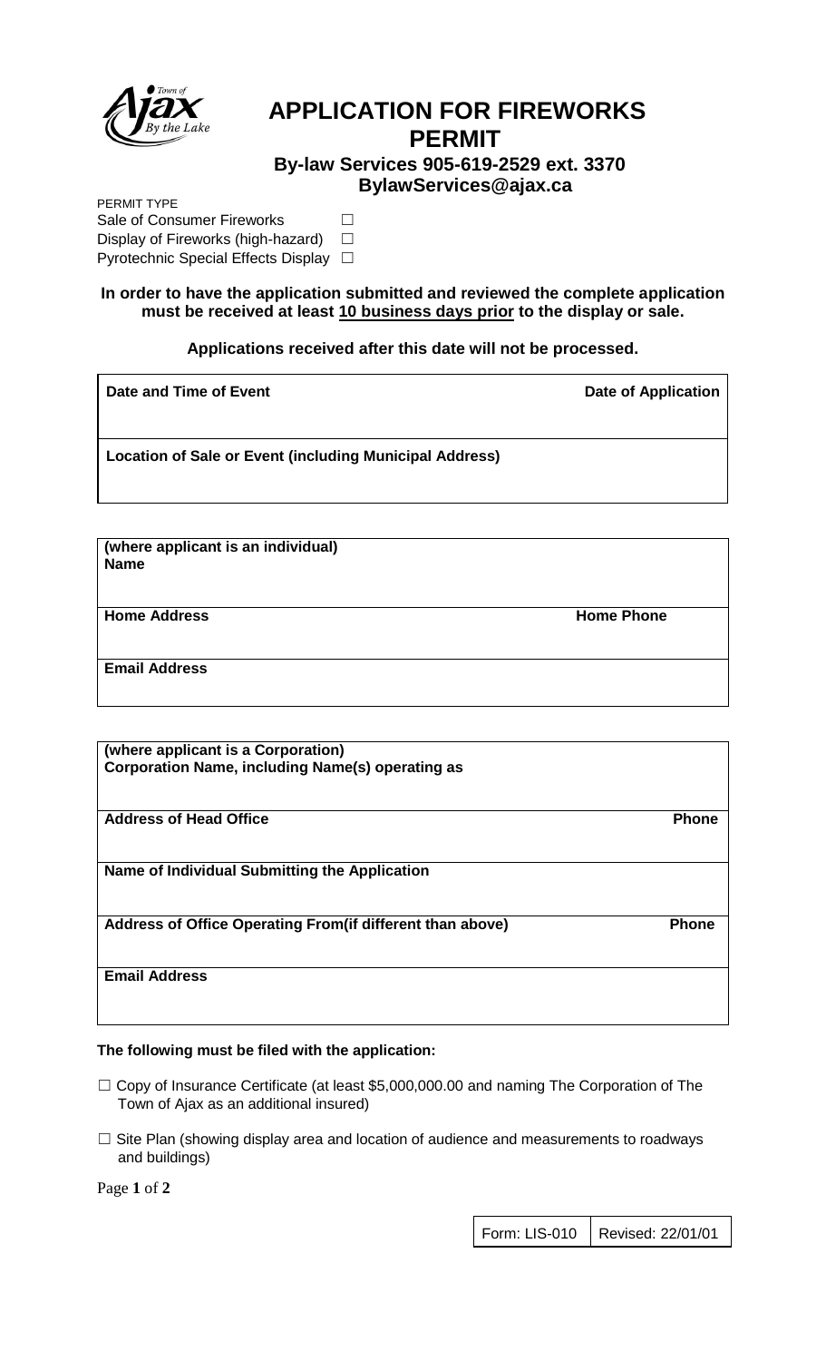# APPLICATION FOR FIREWORKS PERMIT

### By-law Services 905-619-2529 ext. 3370
### BylawServices@ajax.ca

PERMIT TYPE

Sale of Consumer Fireworks ☐

Display of Fireworks (high-hazard) ☐

Pyrotechnic Special Effects Display ☐

**In order to have the application submitted and reviewed the complete application must be received at least 10 business days prior to the display or sale.**

**Applications received after this date will not be processed.**

| **Date and Time of Event** | **Date of Application** |
|---|---|
| | |
| **Location of Sale or Event (including Municipal Address)** | |
| | |

| **(where applicant is an individual)**<br>**Name** | |
|---|---|
| **Home Address** | **Home Phone** |
| **Email Address** | |

| **(where applicant is a Corporation)**<br>**Corporation Name, including Name(s) operating as** | |
|---|---|
| **Address of Head Office** | **Phone** |
| **Name of Individual Submitting the Application** | |
| **Address of Office Operating From(if different than above)** | **Phone** |
| **Email Address** | |

**The following must be filed with the application:**

☐ Copy of Insurance Certificate (at least $5,000,000.00 and naming The Corporation of The Town of Ajax as an additional insured)

☐ Site Plan (showing display area and location of audience and measurements to roadways and buildings)

| Form: LIS-010 | Revised: 22/01/01 |
|---|---|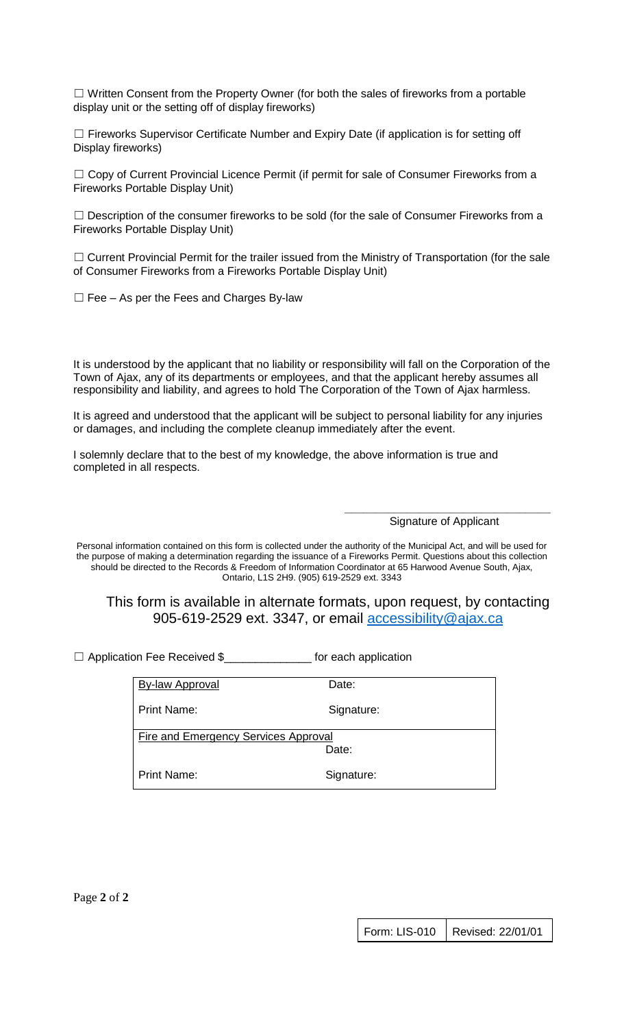☐ Written Consent from the Property Owner (for both the sales of fireworks from a portable display unit or the setting off of display fireworks)

☐ Fireworks Supervisor Certificate Number and Expiry Date (if application is for setting off Display fireworks)

☐ Copy of Current Provincial Licence Permit (if permit for sale of Consumer Fireworks from a Fireworks Portable Display Unit)

☐ Description of the consumer fireworks to be sold (for the sale of Consumer Fireworks from a Fireworks Portable Display Unit)

☐ Current Provincial Permit for the trailer issued from the Ministry of Transportation (for the sale of Consumer Fireworks from a Fireworks Portable Display Unit)

☐ Fee – As per the Fees and Charges By-law

It is understood by the applicant that no liability or responsibility will fall on the Corporation of the Town of Ajax, any of its departments or employees, and that the applicant hereby assumes all responsibility and liability, and agrees to hold The Corporation of the Town of Ajax harmless.

It is agreed and understood that the applicant will be subject to personal liability for any injuries or damages, and including the complete cleanup immediately after the event.

I solemnly declare that to the best of my knowledge, the above information is true and completed in all respects.

\_\_\_\_\_\_\_\_\_\_\_\_\_\_\_\_\_\_\_\_\_\_\_\_\_\_\_\_\_\_\_\_
Signature of Applicant

Personal information contained on this form is collected under the authority of the Municipal Act, and will be used for the purpose of making a determination regarding the issuance of a Fireworks Permit. Questions about this collection should be directed to the Records & Freedom of Information Coordinator at 65 Harwood Avenue South, Ajax, Ontario, L1S 2H9. (905) 619-2529 ext. 3343

This form is available in alternate formats, upon request, by contacting 905-619-2529 ext. 3347, or email accessibility@ajax.ca

☐ Application Fee Received $\_\_\_\_\_\_\_\_\_\_\_\_\_\_ for each application

| | |
|---|---|
| By-law Approval | Date: |
| Print Name: | Signature: |
| Fire and Emergency Services Approval | Date: |
| Print Name: | Signature: |

Form: LIS-010 | Revised: 22/01/01